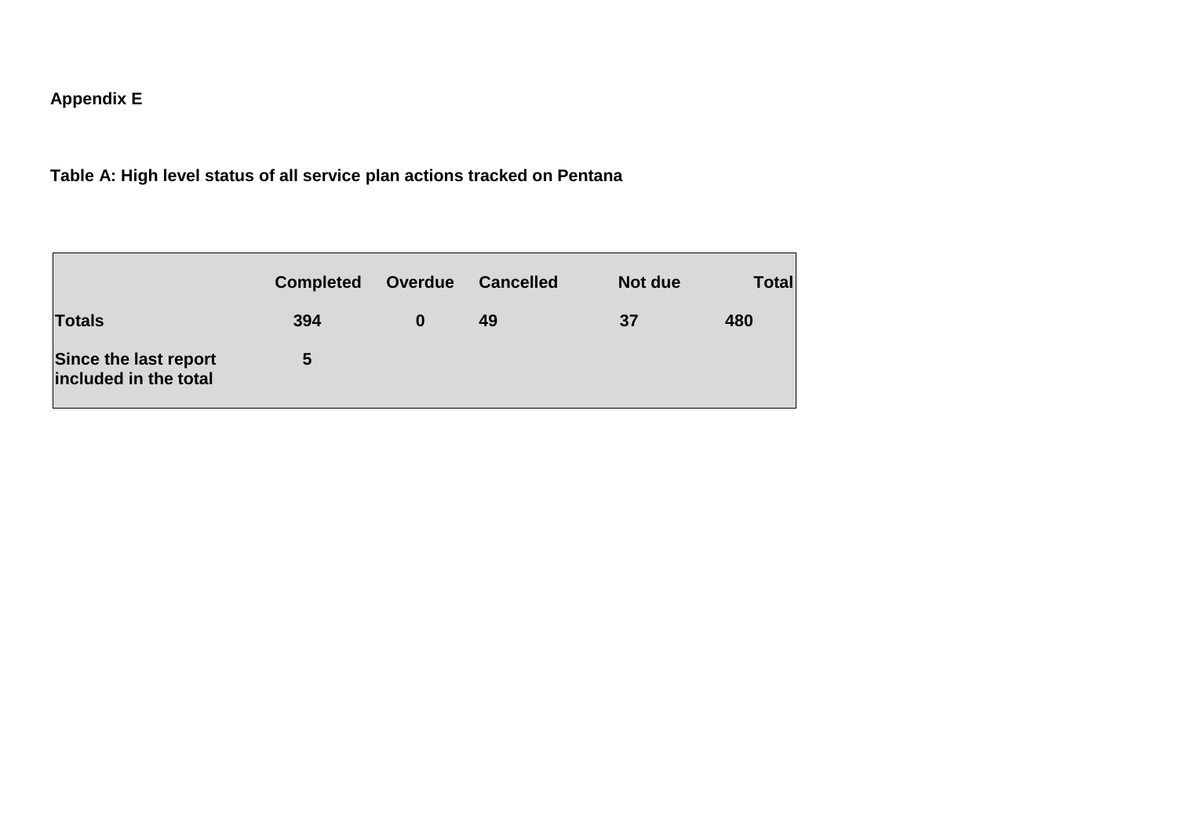**Appendix E**

**Table A: High level status of all service plan actions tracked on Pentana**

| | Completed | Overdue | Cancelled | Not due | Total |
|---|---|---|---|---|---|
| **Totals** | 394 | 0 | 49 | 37 | 480 |
| **Since the last report included in the total** | 5 | | | | |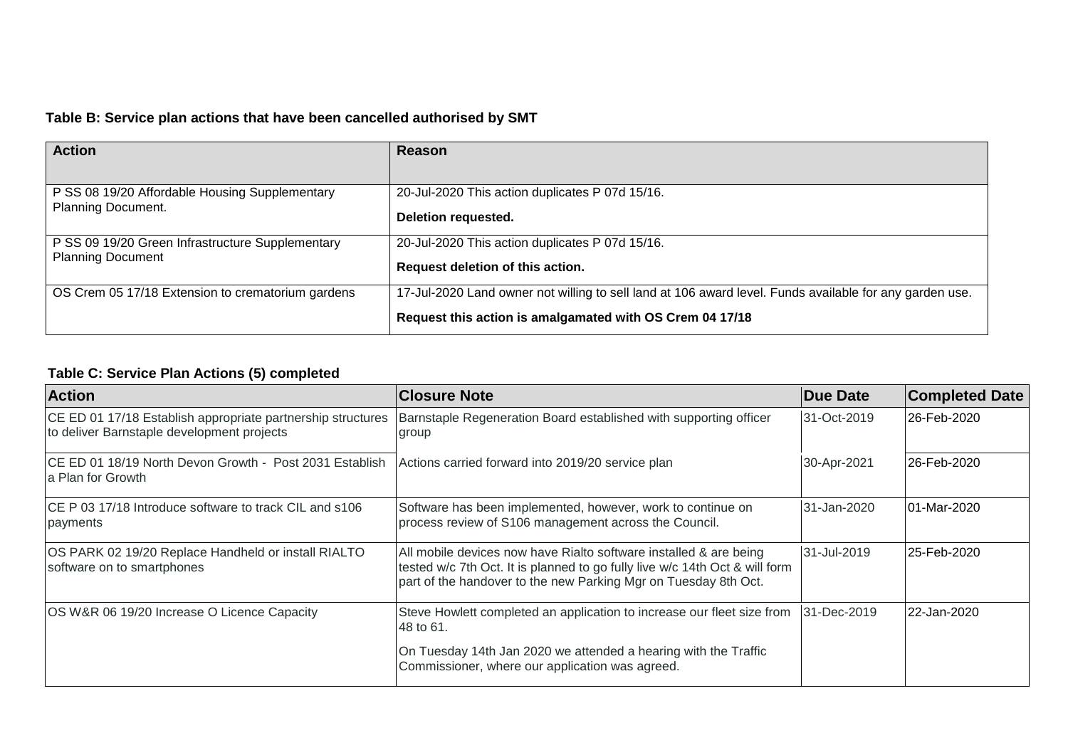**Table B: Service plan actions that have been cancelled authorised by SMT**

| Action | Reason |
| --- | --- |
| P SS 08 19/20 Affordable Housing Supplementary Planning Document. | 20-Jul-2020 This action duplicates P 07d 15/16. **Deletion requested.** |
| P SS 09 19/20 Green Infrastructure Supplementary Planning Document | 20-Jul-2020 This action duplicates P 07d 15/16. **Request deletion of this action.** |
| OS Crem 05 17/18 Extension to crematorium gardens | 17-Jul-2020 Land owner not willing to sell land at 106 award level. Funds available for any garden use. **Request this action is amalgamated with OS Crem 04 17/18** |

**Table C: Service Plan Actions (5) completed**

| Action | Closure Note | Due Date | Completed Date |
| --- | --- | --- | --- |
| CE ED 01 17/18 Establish appropriate partnership structures to deliver Barnstaple development projects | Barnstaple Regeneration Board established with supporting officer group | 31-Oct-2019 | 26-Feb-2020 |
| CE ED 01 18/19 North Devon Growth - Post 2031 Establish a Plan for Growth | Actions carried forward into 2019/20 service plan | 30-Apr-2021 | 26-Feb-2020 |
| CE P 03 17/18 Introduce software to track CIL and s106 payments | Software has been implemented, however, work to continue on process review of S106 management across the Council. | 31-Jan-2020 | 01-Mar-2020 |
| OS PARK 02 19/20 Replace Handheld or install RIALTO software on to smartphones | All mobile devices now have Rialto software installed & are being tested w/c 7th Oct. It is planned to go fully live w/c 14th Oct & will form part of the handover to the new Parking Mgr on Tuesday 8th Oct. | 31-Jul-2019 | 25-Feb-2020 |
| OS W&R 06 19/20 Increase O Licence Capacity | Steve Howlett completed an application to increase our fleet size from 48 to 61. On Tuesday 14th Jan 2020 we attended a hearing with the Traffic Commissioner, where our application was agreed. | 31-Dec-2019 | 22-Jan-2020 |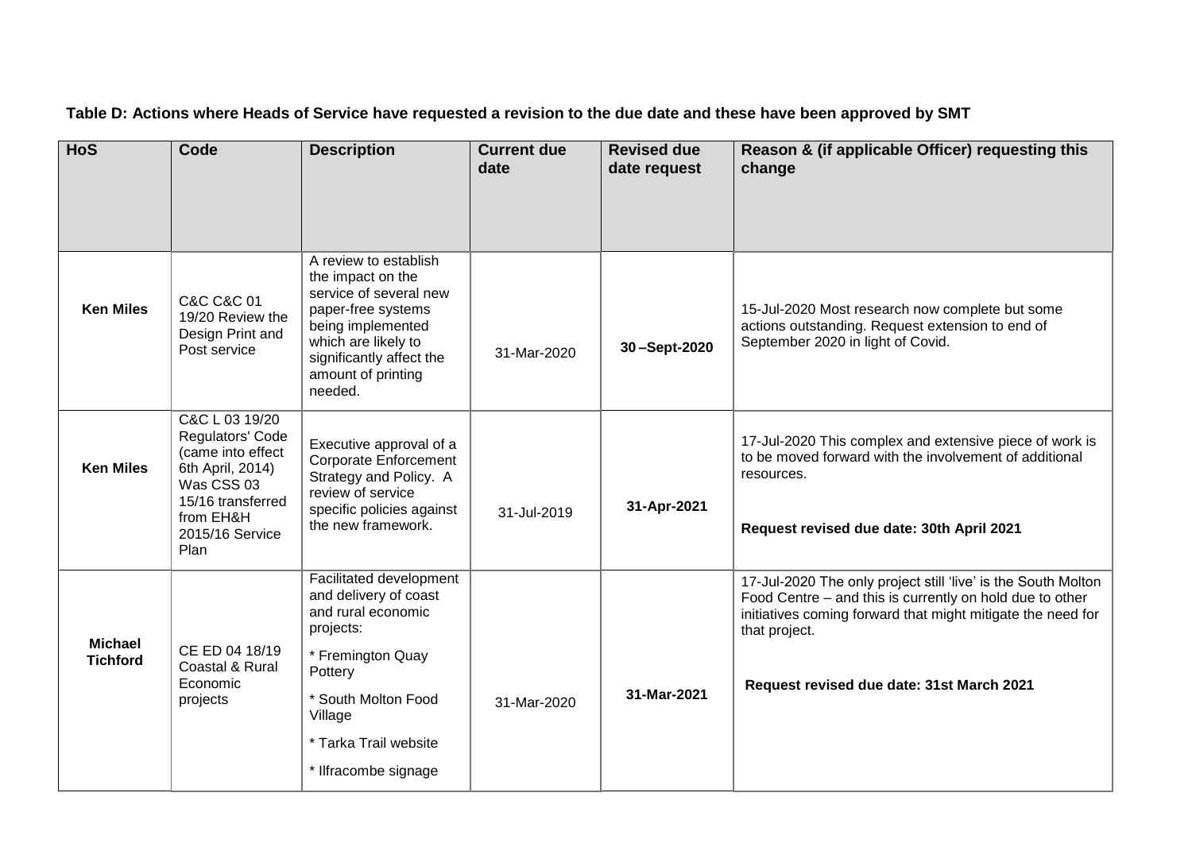**Table D: Actions where Heads of Service have requested a revision to the due date and these have been approved by SMT**

| HoS | Code | Description | Current due date | Revised due date request | Reason & (if applicable Officer) requesting this change |
|---|---|---|---|---|---|
| **Ken Miles** | C&C C&C 01 19/20 Review the Design Print and Post service | A review to establish the impact on the service of several new paper-free systems being implemented which are likely to significantly affect the amount of printing needed. | 31-Mar-2020 | **30 –Sept-2020** | 15-Jul-2020 Most research now complete but some actions outstanding. Request extension to end of September 2020 in light of Covid. |
| **Ken Miles** | C&C L 03 19/20 Regulators' Code (came into effect 6th April, 2014) Was CSS 03 15/16 transferred from EH&H 2015/16 Service Plan | Executive approval of a Corporate Enforcement Strategy and Policy. A review of service specific policies against the new framework. | 31-Jul-2019 | **31-Apr-2021** | 17-Jul-2020 This complex and extensive piece of work is to be moved forward with the involvement of additional resources.<br><br>**Request revised due date: 30th April 2021** |
| **Michael Tichford** | CE ED 04 18/19 Coastal & Rural Economic projects | Facilitated development and delivery of coast and rural economic projects:<br>* Fremington Quay Pottery<br>* South Molton Food Village<br>* Tarka Trail website<br>* Ilfracombe signage | 31-Mar-2020 | **31-Mar-2021** | 17-Jul-2020 The only project still 'live' is the South Molton Food Centre – and this is currently on hold due to other initiatives coming forward that might mitigate the need for that project.<br><br>**Request revised due date: 31st March 2021** |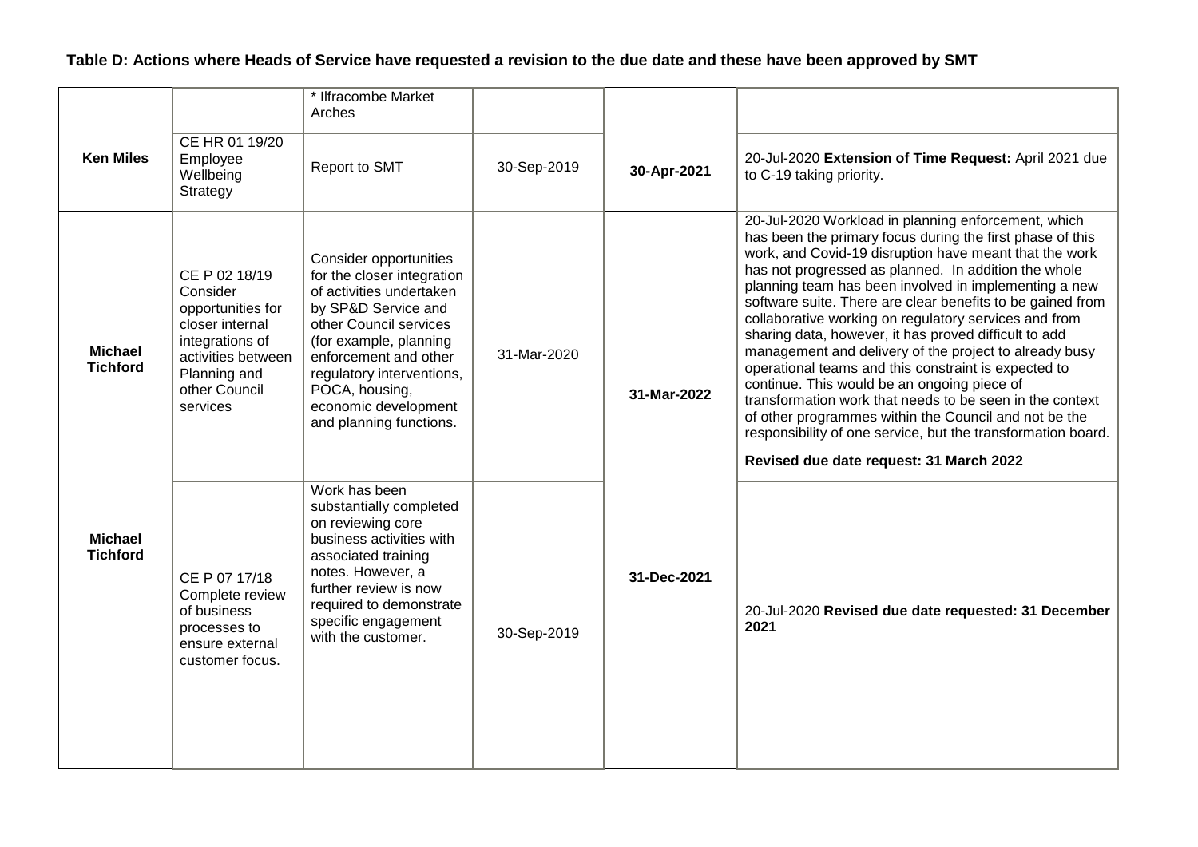**Table D: Actions where Heads of Service have requested a revision to the due date and these have been approved by SMT**

| | | | | | |
|---|---|---|---|---|---|
| | | * Ilfracombe Market Arches | | | |
| **Ken Miles** | CE HR 01 19/20 Employee Wellbeing Strategy | Report to SMT | 30-Sep-2019 | **30-Apr-2021** | 20-Jul-2020 **Extension of Time Request:** April 2021 due to C-19 taking priority. |
| **Michael Tichford** | CE P 02 18/19 Consider opportunities for closer internal integrations of activities between Planning and other Council services | Consider opportunities for the closer integration of activities undertaken by SP&D Service and other Council services (for example, planning enforcement and other regulatory interventions, POCA, housing, economic development and planning functions. | 31-Mar-2020 | **31-Mar-2022** | 20-Jul-2020 Workload in planning enforcement, which has been the primary focus during the first phase of this work, and Covid-19 disruption have meant that the work has not progressed as planned. In addition the whole planning team has been involved in implementing a new software suite. There are clear benefits to be gained from collaborative working on regulatory services and from sharing data, however, it has proved difficult to add management and delivery of the project to already busy operational teams and this constraint is expected to continue. This would be an ongoing piece of transformation work that needs to be seen in the context of other programmes within the Council and not be the responsibility of one service, but the transformation board.<br><br>**Revised due date request: 31 March 2022** |
| **Michael Tichford** | CE P 07 17/18 Complete review of business processes to ensure external customer focus. | Work has been substantially completed on reviewing core business activities with associated training notes. However, a further review is now required to demonstrate specific engagement with the customer. | 30-Sep-2019 | **31-Dec-2021** | 20-Jul-2020 **Revised due date requested: 31 December 2021** |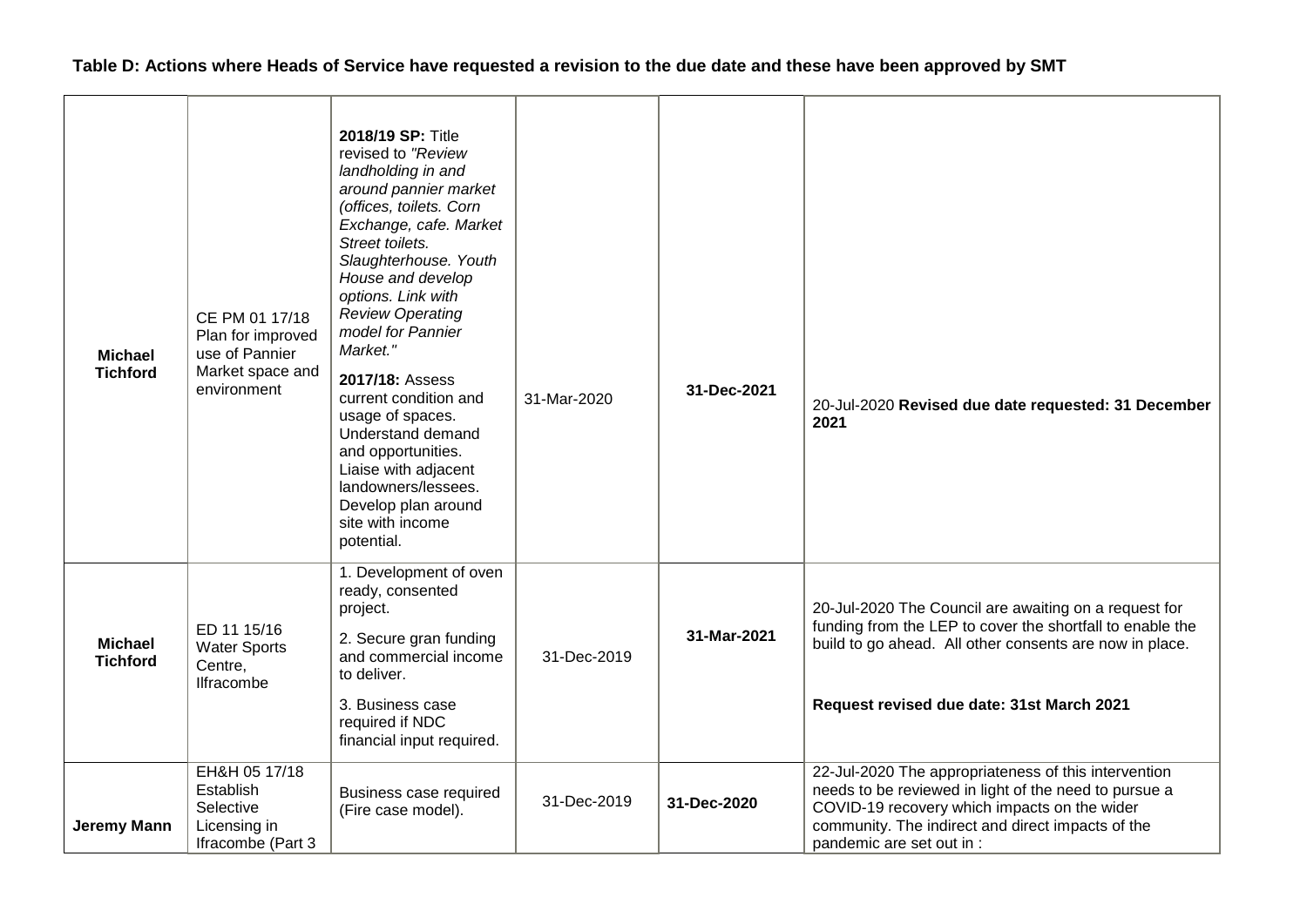**Table D: Actions where Heads of Service have requested a revision to the due date and these have been approved by SMT**

| | | | | | |
|---|---|---|---|---|---|
| **Michael Tichford** | CE PM 01 17/18 Plan for improved use of Pannier Market space and environment | **2018/19 SP:** Title revised to *"Review landholding in and around pannier market (offices, toilets. Corn Exchange, cafe. Market Street toilets. Slaughterhouse. Youth House and develop options. Link with Review Operating model for Pannier Market."* **2017/18:** Assess current condition and usage of spaces. Understand demand and opportunities. Liaise with adjacent landowners/lessees. Develop plan around site with income potential. | 31-Mar-2020 | **31-Dec-2021** | 20-Jul-2020 **Revised due date requested: 31 December 2021** |
| **Michael Tichford** | ED 11 15/16 Water Sports Centre, Ilfracombe | 1. Development of oven ready, consented project. 2. Secure gran funding and commercial income to deliver. 3. Business case required if NDC financial input required. | 31-Dec-2019 | **31-Mar-2021** | 20-Jul-2020 The Council are awaiting on a request for funding from the LEP to cover the shortfall to enable the build to go ahead. All other consents are now in place. **Request revised due date: 31st March 2021** |
| **Jeremy Mann** | EH&H 05 17/18 Establish Selective Licensing in Ifracombe (Part 3 | Business case required (Fire case model). | 31-Dec-2019 | **31-Dec-2020** | 22-Jul-2020 The appropriateness of this intervention needs to be reviewed in light of the need to pursue a COVID-19 recovery which impacts on the wider community. The indirect and direct impacts of the pandemic are set out in : |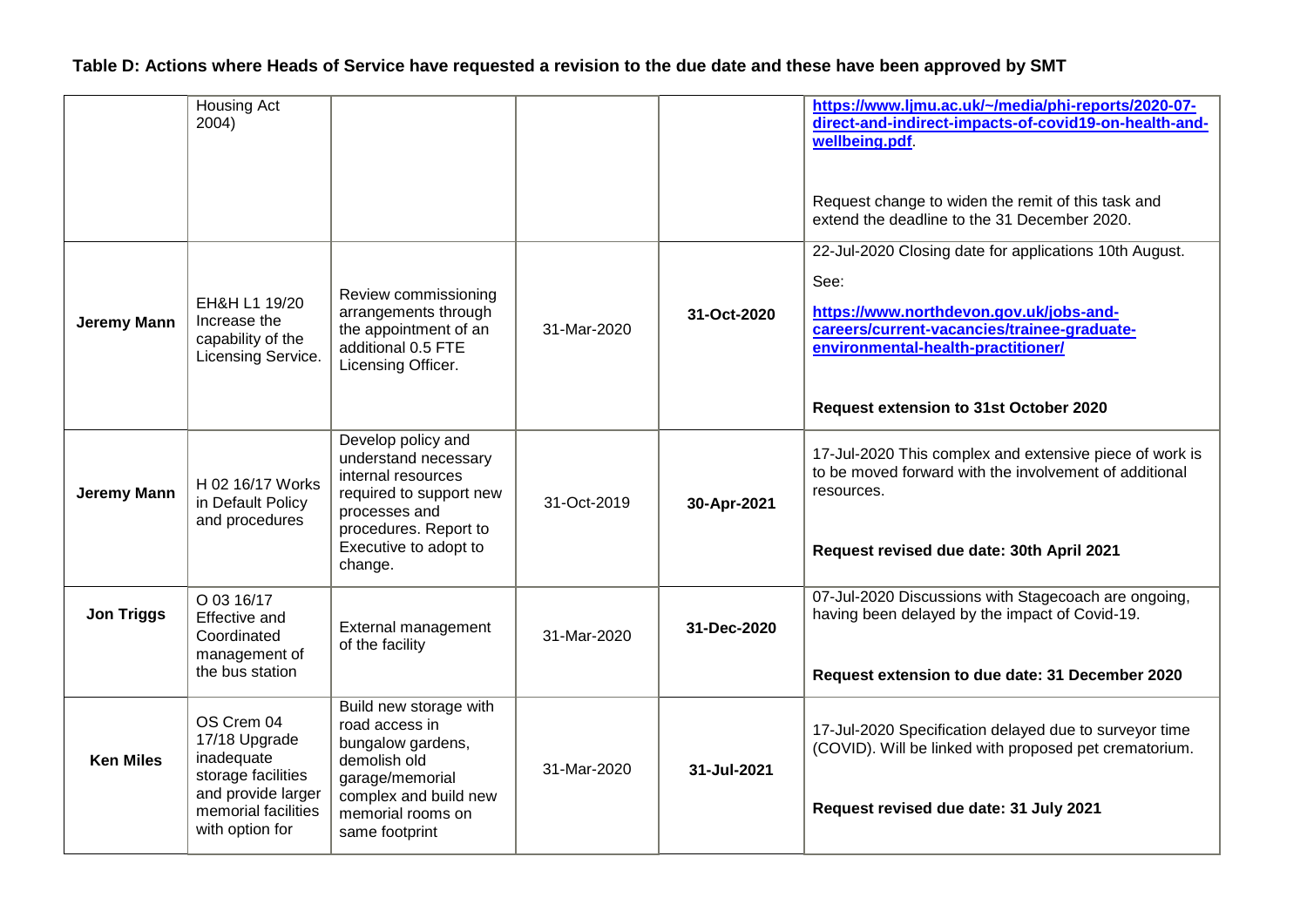**Table D: Actions where Heads of Service have requested a revision to the due date and these have been approved by SMT**

| | | | | | |
|---|---|---|---|---|---|
| | Housing Act 2004) | | | | **https://www.ljmu.ac.uk/~/media/phi-reports/2020-07-direct-and-indirect-impacts-of-covid19-on-health-and-wellbeing.pdf**.<br><br>Request change to widen the remit of this task and extend the deadline to the 31 December 2020. |
| **Jeremy Mann** | EH&H L1 19/20 Increase the capability of the Licensing Service. | Review commissioning arrangements through the appointment of an additional 0.5 FTE Licensing Officer. | 31-Mar-2020 | **31-Oct-2020** | 22-Jul-2020 Closing date for applications 10th August.<br><br>See:<br><br>**https://www.northdevon.gov.uk/jobs-and-careers/current-vacancies/trainee-graduate-environmental-health-practitioner/**<br><br>**Request extension to 31st October 2020** |
| **Jeremy Mann** | H 02 16/17 Works in Default Policy and procedures | Develop policy and understand necessary internal resources required to support new processes and procedures. Report to Executive to adopt to change. | 31-Oct-2019 | **30-Apr-2021** | 17-Jul-2020 This complex and extensive piece of work is to be moved forward with the involvement of additional resources.<br><br>**Request revised due date: 30th April 2021** |
| **Jon Triggs** | O 03 16/17 Effective and Coordinated management of the bus station | External management of the facility | 31-Mar-2020 | **31-Dec-2020** | 07-Jul-2020 Discussions with Stagecoach are ongoing, having been delayed by the impact of Covid-19.<br><br>**Request extension to due date: 31 December 2020** |
| **Ken Miles** | OS Crem 04 17/18 Upgrade inadequate storage facilities and provide larger memorial facilities with option for | Build new storage with road access in bungalow gardens, demolish old garage/memorial complex and build new memorial rooms on same footprint | 31-Mar-2020 | **31-Jul-2021** | 17-Jul-2020 Specification delayed due to surveyor time (COVID). Will be linked with proposed pet crematorium.<br><br>**Request revised due date: 31 July 2021** |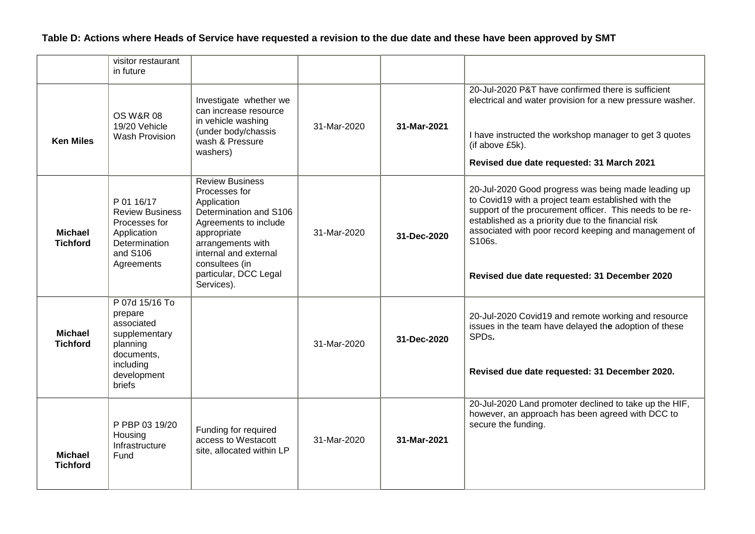**Table D: Actions where Heads of Service have requested a revision to the due date and these have been approved by SMT**

| | | | | | |
|---|---|---|---|---|---|
| | visitor restaurant in future | | | | |
| **Ken Miles** | OS W&R 08 19/20 Vehicle Wash Provision | Investigate whether we can increase resource in vehicle washing (under body/chassis wash & Pressure washers) | 31-Mar-2020 | **31-Mar-2021** | 20-Jul-2020 P&T have confirmed there is sufficient electrical and water provision for a new pressure washer.<br><br>I have instructed the workshop manager to get 3 quotes (if above £5k).<br><br>**Revised due date requested: 31 March 2021** |
| **Michael Tichford** | P 01 16/17 Review Business Processes for Application Determination and S106 Agreements | Review Business Processes for Application Determination and S106 Agreements to include appropriate arrangements with internal and external consultees (in particular, DCC Legal Services). | 31-Mar-2020 | **31-Dec-2020** | 20-Jul-2020 Good progress was being made leading up to Covid19 with a project team established with the support of the procurement officer. This needs to be re-established as a priority due to the financial risk associated with poor record keeping and management of S106s.<br><br>**Revised due date requested: 31 December 2020** |
| **Michael Tichford** | P 07d 15/16 To prepare associated supplementary planning documents, including development briefs | | 31-Mar-2020 | **31-Dec-2020** | 20-Jul-2020 Covid19 and remote working and resource issues in the team have delayed the adoption of these SPDs.<br><br>**Revised due date requested: 31 December 2020.** |
| **Michael Tichford** | P PBP 03 19/20 Housing Infrastructure Fund | Funding for required access to Westacott site, allocated within LP | 31-Mar-2020 | **31-Mar-2021** | 20-Jul-2020 Land promoter declined to take up the HIF, however, an approach has been agreed with DCC to secure the funding. |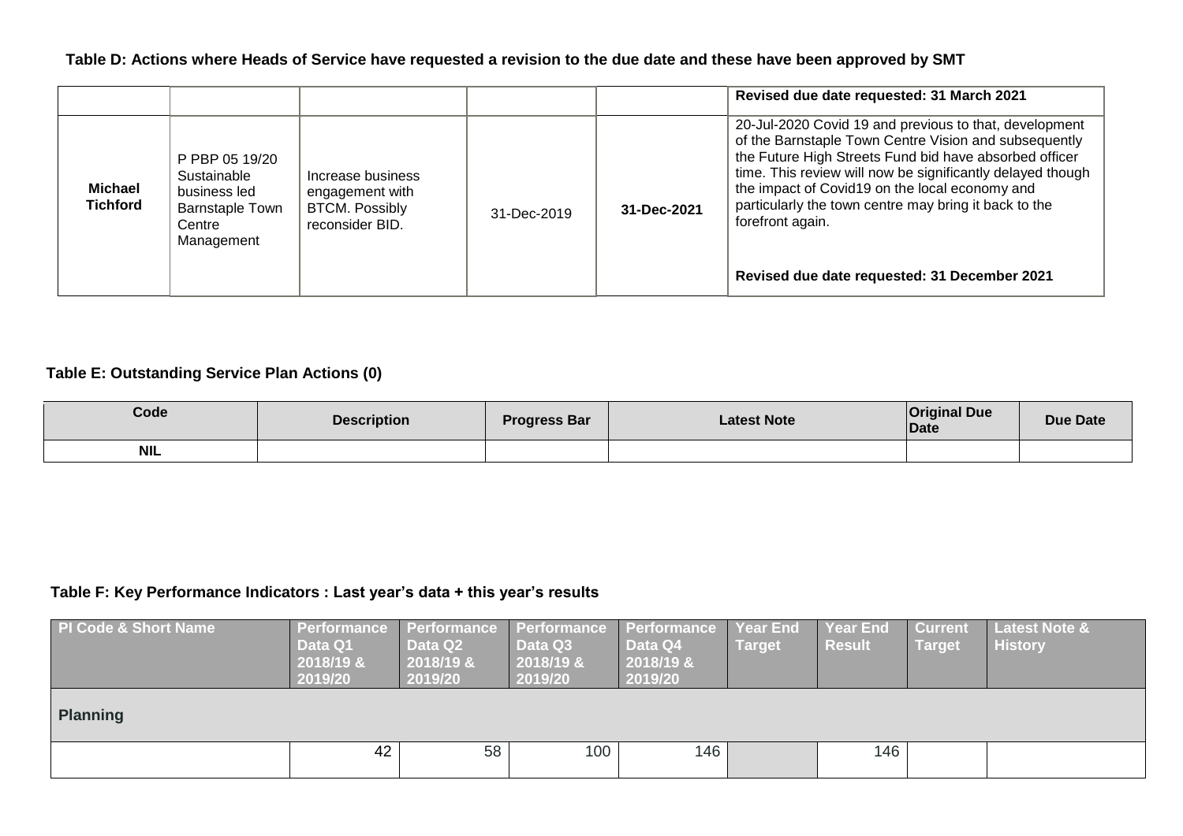**Table D: Actions where Heads of Service have requested a revision to the due date and these have been approved by SMT**

| | | | | | |
|---|---|---|---|---|---|
| | | | | | **Revised due date requested: 31 March 2021** |
| **Michael Tichford** | P PBP 05 19/20 Sustainable business led Barnstaple Town Centre Management | Increase business engagement with BTCM. Possibly reconsider BID. | 31-Dec-2019 | **31-Dec-2021** | 20-Jul-2020 Covid 19 and previous to that, development of the Barnstaple Town Centre Vision and subsequently the Future High Streets Fund bid have absorbed officer time. This review will now be significantly delayed though the impact of Covid19 on the local economy and particularly the town centre may bring it back to the forefront again.<br><br>**Revised due date requested: 31 December 2021** |

**Table E: Outstanding Service Plan Actions (0)**

| Code | Description | Progress Bar | Latest Note | Original Due Date | Due Date |
|---|---|---|---|---|---|
| NIL | | | | | |

**Table F: Key Performance Indicators : Last year's data + this year's results**

| PI Code & Short Name | Performance Data Q1 2018/19 & 2019/20 | Performance Data Q2 2018/19 & 2019/20 | Performance Data Q3 2018/19 & 2019/20 | Performance Data Q4 2018/19 & 2019/20 | Year End Target | Year End Result | Current Target | Latest Note & History |
|---|---|---|---|---|---|---|---|---|
| **Planning** | | | | | | | | |
| | 42 | 58 | 100 | 146 | | 146 | | |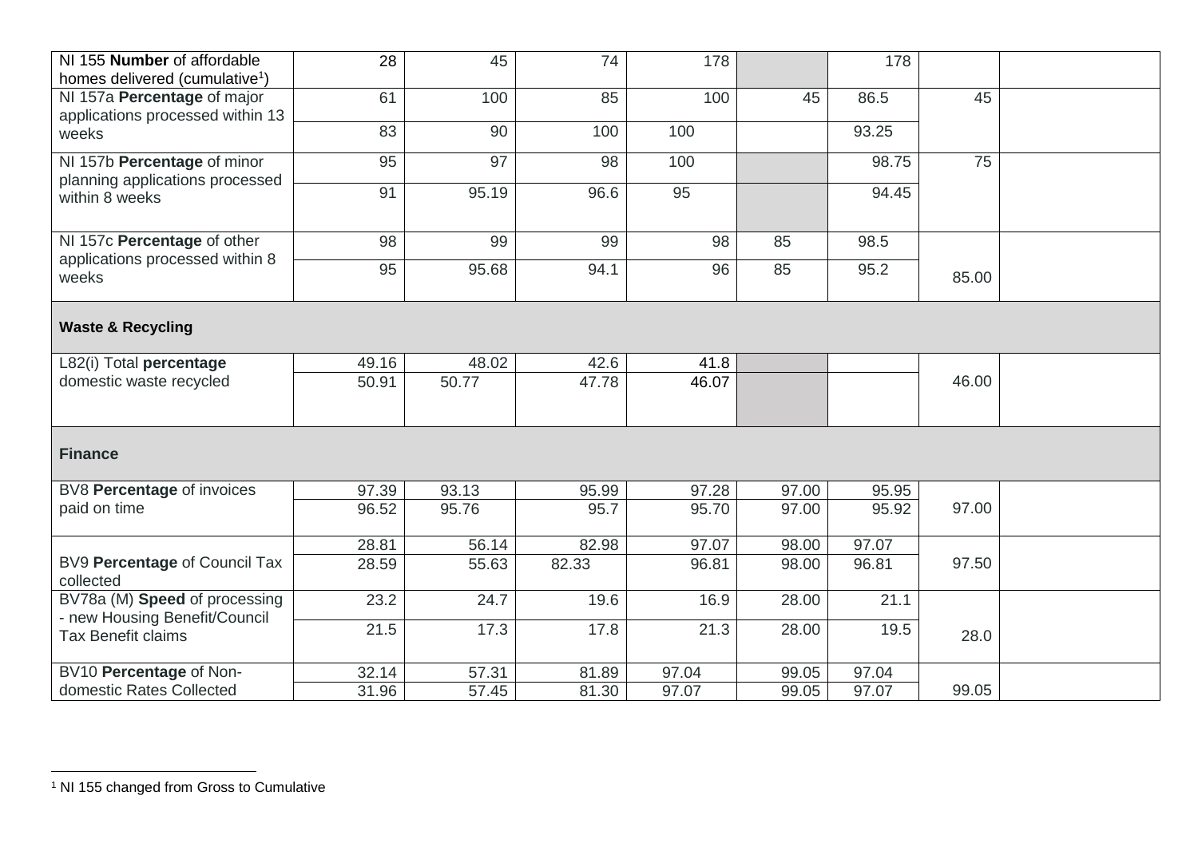| | | | | | | | | |
|---|---|---|---|---|---|---|---|---|
| NI 155 **Number** of affordable homes delivered (cumulative[1]) | 28 | 45 | 74 | 178 | | 178 | | |
| NI 157a **Percentage** of major applications processed within 13 weeks | 61 | 100 | 85 | 100 | 45 | 86.5 | 45 | |
| | 83 | 90 | 100 | 100 | | 93.25 | | |
| NI 157b **Percentage** of minor planning applications processed within 8 weeks | 95 | 97 | 98 | 100 | | 98.75 | 75 | |
| | 91 | 95.19 | 96.6 | 95 | | 94.45 | | |
| NI 157c **Percentage** of other applications processed within 8 weeks | 98 | 99 | 99 | 98 | 85 | 98.5 | | |
| | 95 | 95.68 | 94.1 | 96 | 85 | 95.2 | 85.00 | |
| **Waste & Recycling** | | | | | | | | |
| L82(i) Total **percentage** domestic waste recycled | 49.16 | 48.02 | 42.6 | 41.8 | | | | |
| | 50.91 | 50.77 | 47.78 | 46.07 | | | 46.00 | |
| **Finance** | | | | | | | | |
| BV8 **Percentage** of invoices paid on time | 97.39 | 93.13 | 95.99 | 97.28 | 97.00 | 95.95 | | |
| | 96.52 | 95.76 | 95.7 | 95.70 | 97.00 | 95.92 | 97.00 | |
| BV9 **Percentage** of Council Tax collected | 28.81 | 56.14 | 82.98 | 97.07 | 98.00 | 97.07 | | |
| | 28.59 | 55.63 | 82.33 | 96.81 | 98.00 | 96.81 | 97.50 | |
| BV78a (M) **Speed** of processing - new Housing Benefit/Council Tax Benefit claims | 23.2 | 24.7 | 19.6 | 16.9 | 28.00 | 21.1 | | |
| | 21.5 | 17.3 | 17.8 | 21.3 | 28.00 | 19.5 | 28.0 | |
| BV10 **Percentage** of Non-domestic Rates Collected | 32.14 | 57.31 | 81.89 | 97.04 | 99.05 | 97.04 | | |
| | 31.96 | 57.45 | 81.30 | 97.07 | 99.05 | 97.07 | 99.05 | |

[1] NI 155 changed from Gross to Cumulative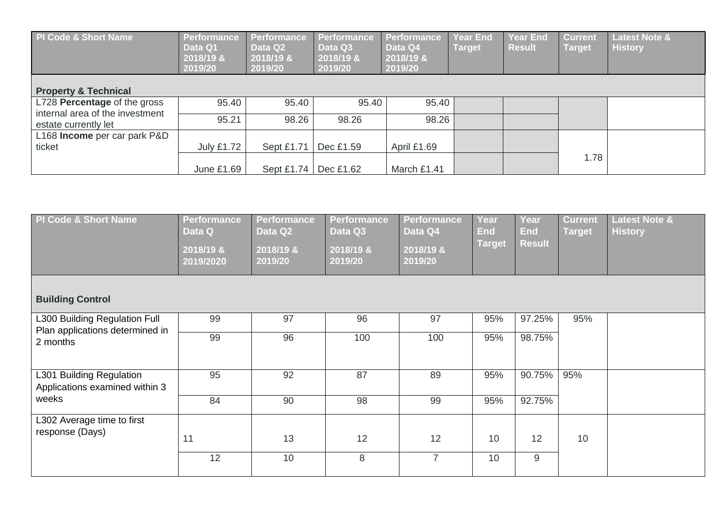| PI Code & Short Name | Performance Data Q1 2018/19 & 2019/20 | Performance Data Q2 2018/19 & 2019/20 | Performance Data Q3 2018/19 & 2019/20 | Performance Data Q4 2018/19 & 2019/20 | Year End Target | Year End Result | Current Target | Latest Note & History |
|---|---|---|---|---|---|---|---|---|
| **Property & Technical** | | | | | | | | |
| L728 **Percentage** of the gross internal area of the investment estate currently let | 95.40 | 95.40 | 95.40 | 95.40 | | | | |
| | 95.21 | 98.26 | 98.26 | 98.26 | | | | |
| L168 **Income** per car park P&D ticket | July £1.72 | Sept £1.71 | Dec £1.59 | April £1.69 | | | 1.78 | |
| | June £1.69 | Sept £1.74 | Dec £1.62 | March £1.41 | | | | |

| PI Code & Short Name | Performance Data Q 2018/19 & 2019/2020 | Performance Data Q2 2018/19 & 2019/20 | Performance Data Q3 2018/19 & 2019/20 | Performance Data Q4 2018/19 & 2019/20 | Year End Target | Year End Result | Current Target | Latest Note & History |
|---|---|---|---|---|---|---|---|---|
| **Building Control** | | | | | | | | |
| L300 Building Regulation Full Plan applications determined in 2 months | 99 | 97 | 96 | 97 | 95% | 97.25% | 95% | |
| | 99 | 96 | 100 | 100 | 95% | 98.75% | | |
| L301 Building Regulation Applications examined within 3 weeks | 95 | 92 | 87 | 89 | 95% | 90.75% | 95% | |
| | 84 | 90 | 98 | 99 | 95% | 92.75% | | |
| L302 Average time to first response (Days) | 11 | 13 | 12 | 12 | 10 | 12 | 10 | |
| | 12 | 10 | 8 | 7 | 10 | 9 | | |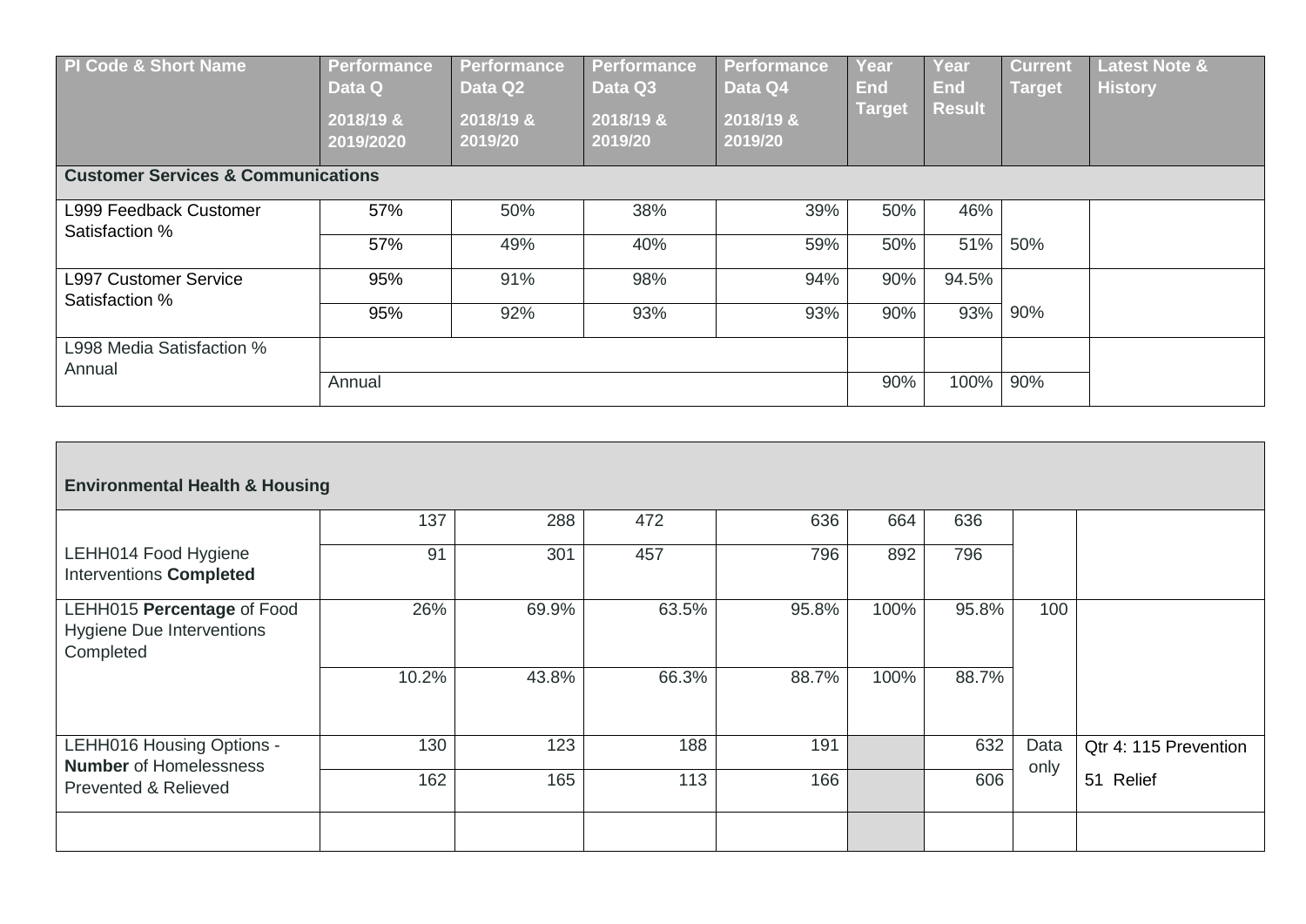| PI Code & Short Name | Performance Data Q 2018/19 & 2019/2020 | Performance Data Q2 2018/19 & 2019/20 | Performance Data Q3 2018/19 & 2019/20 | Performance Data Q4 2018/19 & 2019/20 | Year End Target | Year End Result | Current Target | Latest Note & History |
|---|---|---|---|---|---|---|---|---|
| **Customer Services & Communications** | | | | | | | | |
| L999 Feedback Customer Satisfaction % | 57% | 50% | 38% | 39% | 50% | 46% | | |
| | 57% | 49% | 40% | 59% | 50% | 51% | 50% | |
| L997 Customer Service Satisfaction % | 95% | 91% | 98% | 94% | 90% | 94.5% | | |
| | 95% | 92% | 93% | 93% | 90% | 93% | 90% | |
| L998 Media Satisfaction % Annual | | | | | | | | |
| | Annual | | | | 90% | 100% | 90% | |

| **Environmental Health & Housing** | | | | | | | | |
|---|---|---|---|---|---|---|---|---|
| LEHH014 Food Hygiene Interventions **Completed** | 137 | 288 | 472 | 636 | 664 | 636 | | |
| | 91 | 301 | 457 | 796 | 892 | 796 | | |
| LEHH015 **Percentage** of Food Hygiene Due Interventions Completed | 26% | 69.9% | 63.5% | 95.8% | 100% | 95.8% | 100 | |
| | 10.2% | 43.8% | 66.3% | 88.7% | 100% | 88.7% | | |
| LEHH016 Housing Options - **Number** of Homelessness Prevented & Relieved | 130 | 123 | 188 | 191 | | 632 | Data only | Qtr 4: 115 Prevention |
| | 162 | 165 | 113 | 166 | | 606 | | 51 Relief |
| | | | | | | | | |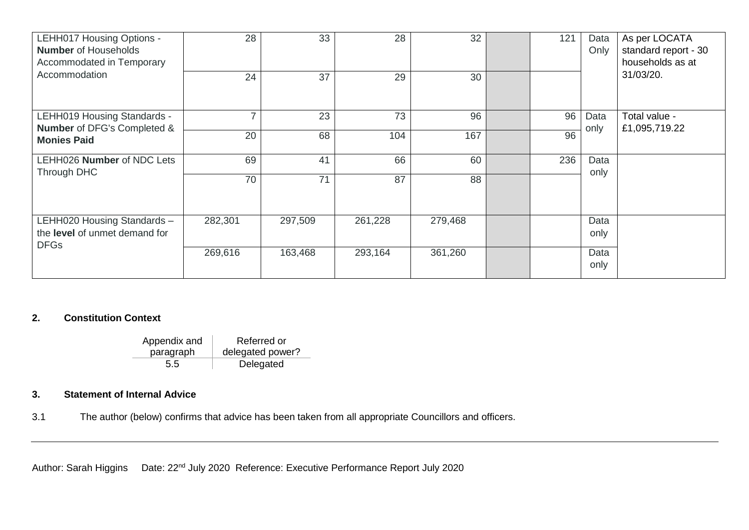| | | | | | | | | |
|---|---|---|---|---|---|---|---|---|
| LEHH017 Housing Options - **Number** of Households Accommodated in Temporary Accommodation | 28 | 33 | 28 | 32 | | 121 | Data Only | As per LOCATA standard report - 30 households as at 31/03/20. |
| | 24 | 37 | 29 | 30 | | | | |
| LEHH019 Housing Standards - **Number** of DFG's Completed & **Monies Paid** | 7 | 23 | 73 | 96 | | 96 | Data only | Total value - £1,095,719.22 |
| | 20 | 68 | 104 | 167 | | 96 | | |
| LEHH026 **Number** of NDC Lets Through DHC | 69 | 41 | 66 | 60 | | 236 | Data only | |
| | 70 | 71 | 87 | 88 | | | | |
| LEHH020 Housing Standards – the **level** of unmet demand for DFGs | 282,301 | 297,509 | 261,228 | 279,468 | | | Data only | |
| | 269,616 | 163,468 | 293,164 | 361,260 | | | Data only | |

**2. Constitution Context**

| Appendix and paragraph | Referred or delegated power? |
|---|---|
| 5.5 | Delegated |

**3. Statement of Internal Advice**

3.1 The author (below) confirms that advice has been taken from all appropriate Councillors and officers.

Author: Sarah Higgins Date: 22nd July 2020 Reference: Executive Performance Report July 2020